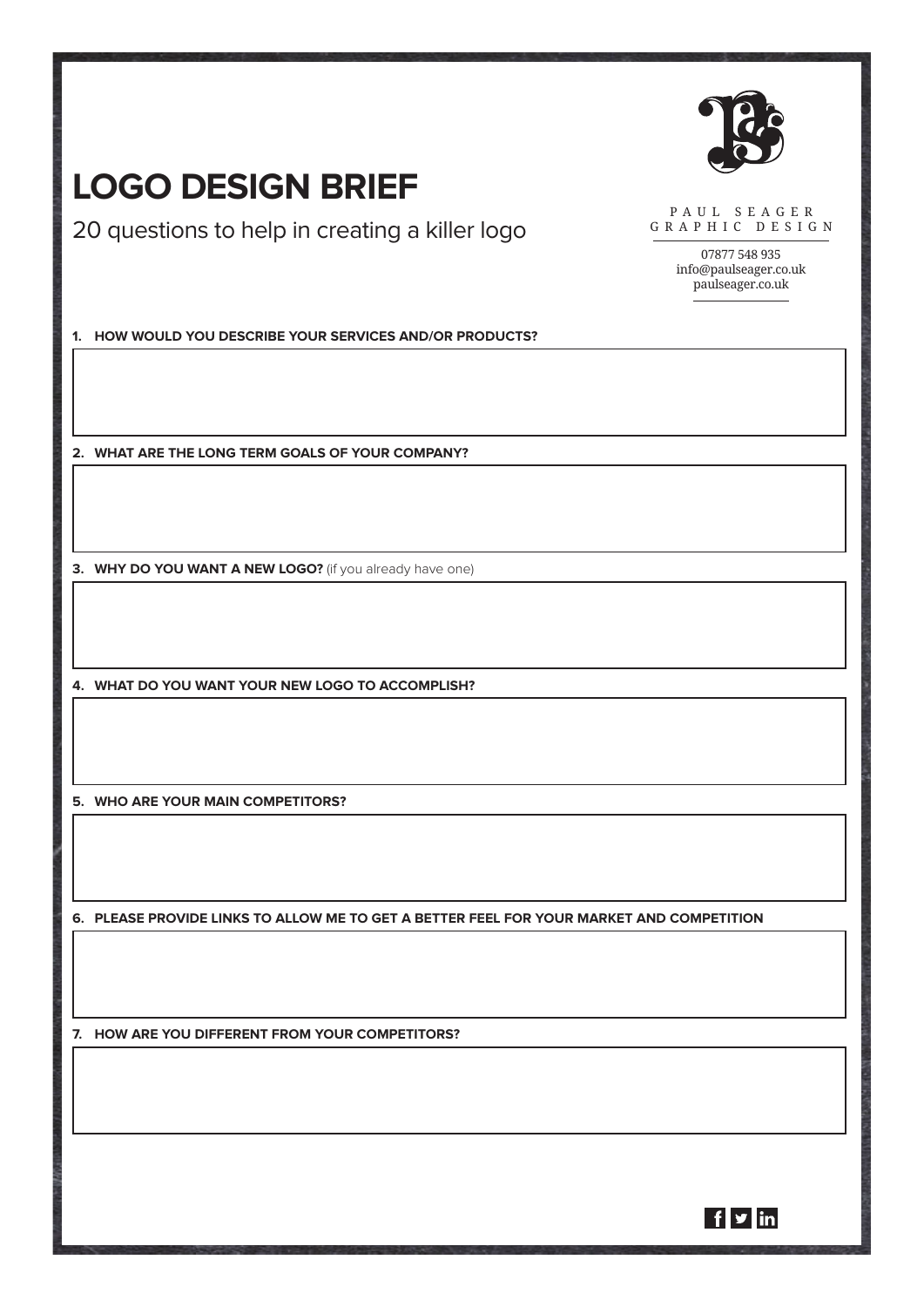# LOGO DESIGN BRIEF

20 questions to help in creating a killer logo

PAUL SEAGER
GRAPHIC DESIGN

07877 548 935
info@paulseager.co.uk
paulseager.co.uk

**1. HOW WOULD YOU DESCRIBE YOUR SERVICES AND/OR PRODUCTS?**

**2. WHAT ARE THE LONG TERM GOALS OF YOUR COMPANY?**

**3. WHY DO YOU WANT A NEW LOGO?** (if you already have one)

**4. WHAT DO YOU WANT YOUR NEW LOGO TO ACCOMPLISH?**

**5. WHO ARE YOUR MAIN COMPETITORS?**

**6. PLEASE PROVIDE LINKS TO ALLOW ME TO GET A BETTER FEEL FOR YOUR MARKET AND COMPETITION**

**7. HOW ARE YOU DIFFERENT FROM YOUR COMPETITORS?**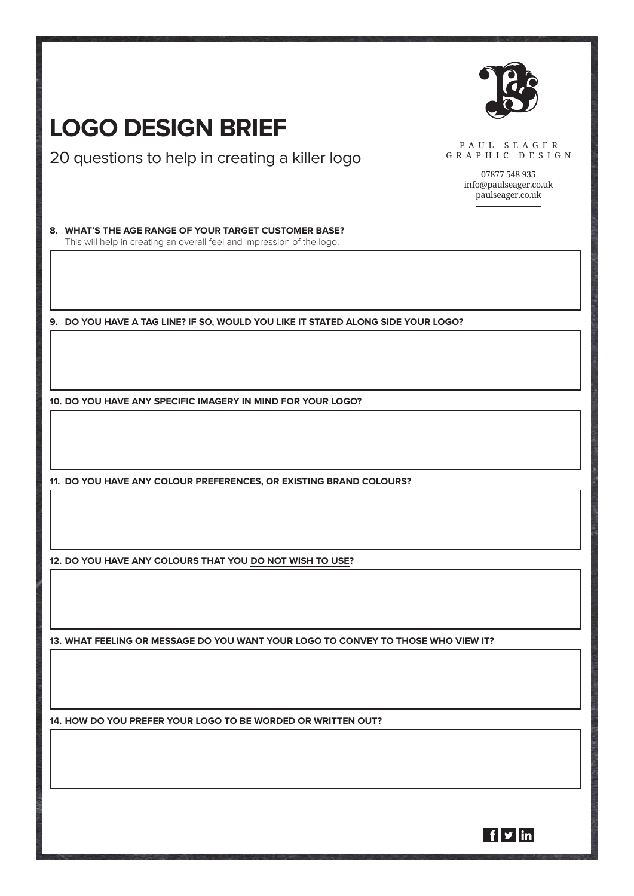# LOGO DESIGN BRIEF

20 questions to help in creating a killer logo

PAUL SEAGER
GRAPHIC DESIGN

07877 548 935
info@paulseager.co.uk
paulseager.co.uk

**8. WHAT'S THE AGE RANGE OF YOUR TARGET CUSTOMER BASE?**
This will help in creating an overall feel and impression of the logo.

**9. DO YOU HAVE A TAG LINE? IF SO, WOULD YOU LIKE IT STATED ALONG SIDE YOUR LOGO?**

**10. DO YOU HAVE ANY SPECIFIC IMAGERY IN MIND FOR YOUR LOGO?**

**11. DO YOU HAVE ANY COLOUR PREFERENCES, OR EXISTING BRAND COLOURS?**

**12. DO YOU HAVE ANY COLOURS THAT YOU <u>DO NOT WISH TO USE</u>?**

**13. WHAT FEELING OR MESSAGE DO YOU WANT YOUR LOGO TO CONVEY TO THOSE WHO VIEW IT?**

**14. HOW DO YOU PREFER YOUR LOGO TO BE WORDED OR WRITTEN OUT?**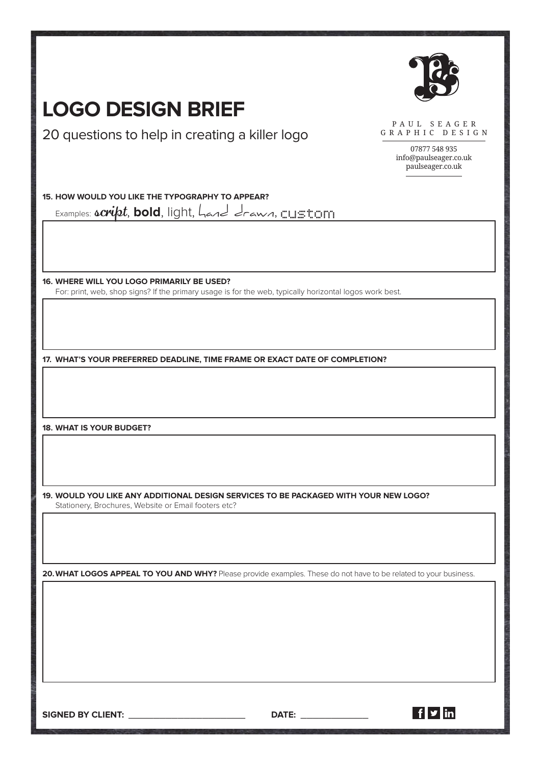# LOGO DESIGN BRIEF

20 questions to help in creating a killer logo

PAUL SEAGER
GRAPHIC DESIGN

07877 548 935
info@paulseager.co.uk
paulseager.co.uk

**15. HOW WOULD YOU LIKE THE TYPOGRAPHY TO APPEAR?**

Examples: *script*, **bold**, light, hand drawn, custom

**16. WHERE WILL YOU LOGO PRIMARILY BE USED?**

For: print, web, shop signs? If the primary usage is for the web, typically horizontal logos work best.

**17. WHAT'S YOUR PREFERRED DEADLINE, TIME FRAME OR EXACT DATE OF COMPLETION?**

**18. WHAT IS YOUR BUDGET?**

**19. WOULD YOU LIKE ANY ADDITIONAL DESIGN SERVICES TO BE PACKAGED WITH YOUR NEW LOGO?**

Stationery, Brochures, Website or Email footers etc?

**20. WHAT LOGOS APPEAL TO YOU AND WHY?** Please provide examples. These do not have to be related to your business.

**SIGNED BY CLIENT:** ________________________ **DATE:** ______________